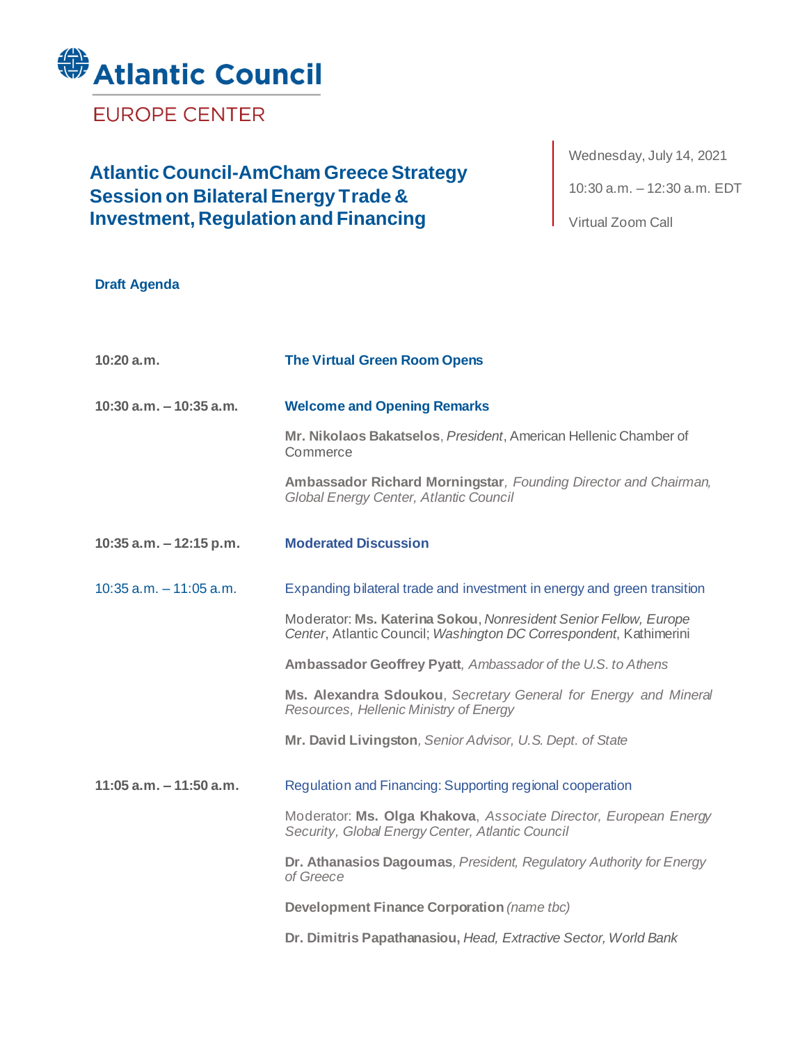# Atlantic Council

EUROPE CENTER

## Atlantic Council-AmCham Greece Strategy Session on Bilateral Energy Trade & Investment, Regulation and Financing

Wednesday, July 14, 2021

10:30 a.m. – 12:30 a.m. EDT

Virtual Zoom Call

**Draft Agenda**

**10:20 a.m.** — **The Virtual Green Room Opens**

**10:30 a.m. – 10:35 a.m.** — **Welcome and Opening Remarks**

**Mr. Nikolaos Bakatselos**, *President*, American Hellenic Chamber of Commerce

**Ambassador Richard Morningstar**, *Founding Director and Chairman, Global Energy Center, Atlantic Council*

**10:35 a.m. – 12:15 p.m.** — **Moderated Discussion**

10:35 a.m. – 11:05 a.m. — Expanding bilateral trade and investment in energy and green transition

Moderator: **Ms. Katerina Sokou**, *Nonresident Senior Fellow, Europe Center*, Atlantic Council; *Washington DC Correspondent*, Kathimerini

**Ambassador Geoffrey Pyatt**, *Ambassador of the U.S. to Athens*

**Ms. Alexandra Sdoukou**, *Secretary General for Energy and Mineral Resources, Hellenic Ministry of Energy*

**Mr. David Livingston**, *Senior Advisor, U.S. Dept. of State*

**11:05 a.m. – 11:50 a.m.** — Regulation and Financing: Supporting regional cooperation

Moderator: **Ms. Olga Khakova**, *Associate Director, European Energy Security, Global Energy Center, Atlantic Council*

**Dr. Athanasios Dagoumas**, *President, Regulatory Authority for Energy of Greece*

**Development Finance Corporation** *(name tbc)*

**Dr. Dimitris Papathanasiou,** *Head, Extractive Sector, World Bank*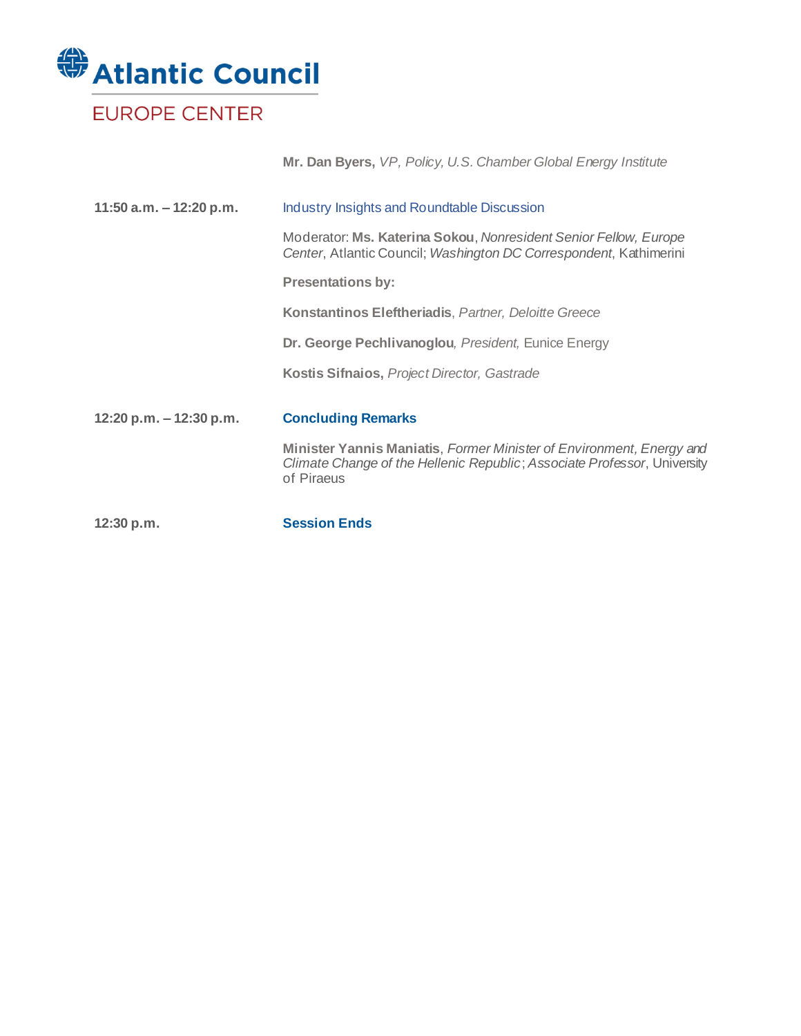**Mr. Dan Byers,** *VP, Policy, U.S. Chamber Global Energy Institute*

**11:50 a.m. – 12:20 p.m.** Industry Insights and Roundtable Discussion

Moderator: **Ms. Katerina Sokou**, *Nonresident Senior Fellow, Europe Center*, Atlantic Council; *Washington DC Correspondent*, Kathimerini

**Presentations by:**

**Konstantinos Eleftheriadis**, *Partner, Deloitte Greece*

**Dr. George Pechlivanoglou***, President,* Eunice Energy

**Kostis Sifnaios,** *Project Director, Gastrade*

**12:20 p.m. – 12:30 p.m.** **Concluding Remarks**

**Minister Yannis Maniatis**, *Former Minister of Environment, Energy and Climate Change of the Hellenic Republic*; *Associate Professor*, University of Piraeus

**12:30 p.m.** **Session Ends**